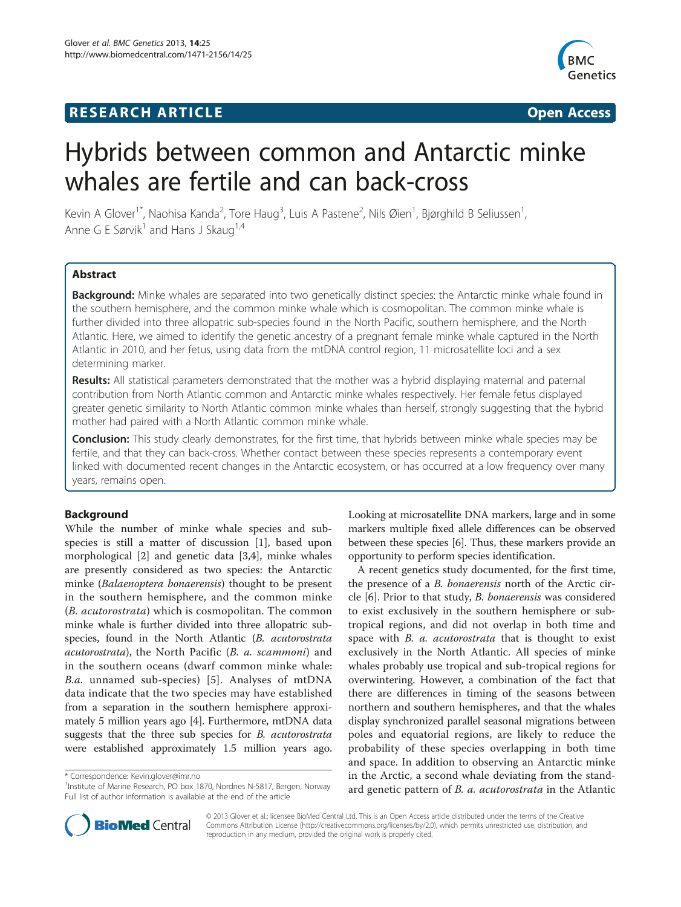# Hybrids between common and Antarctic minke whales are fertile and can back-cross

Kevin A Glover[1*], Naohisa Kanda[2], Tore Haug[3], Luis A Pastene[2], Nils Øien[1], Bjørghild B Seliussen[1], Anne G E Sørvik[1] and Hans J Skaug[1,4]

## Abstract

**Background:** Minke whales are separated into two genetically distinct species: the Antarctic minke whale found in the southern hemisphere, and the common minke whale which is cosmopolitan. The common minke whale is further divided into three allopatric sub-species found in the North Pacific, southern hemisphere, and the North Atlantic. Here, we aimed to identify the genetic ancestry of a pregnant female minke whale captured in the North Atlantic in 2010, and her fetus, using data from the mtDNA control region, 11 microsatellite loci and a sex determining marker.

**Results:** All statistical parameters demonstrated that the mother was a hybrid displaying maternal and paternal contribution from North Atlantic common and Antarctic minke whales respectively. Her female fetus displayed greater genetic similarity to North Atlantic common minke whales than herself, strongly suggesting that the hybrid mother had paired with a North Atlantic common minke whale.

**Conclusion:** This study clearly demonstrates, for the first time, that hybrids between minke whale species may be fertile, and that they can back-cross. Whether contact between these species represents a contemporary event linked with documented recent changes in the Antarctic ecosystem, or has occurred at a low frequency over many years, remains open.

## Background

While the number of minke whale species and sub-species is still a matter of discussion [1], based upon morphological [2] and genetic data [3,4], minke whales are presently considered as two species: the Antarctic minke (*Balaenoptera bonaerensis*) thought to be present in the southern hemisphere, and the common minke (*B. acutorostrata*) which is cosmopolitan. The common minke whale is further divided into three allopatric sub-species, found in the North Atlantic (*B. acutorostrata acutorostrata*), the North Pacific (*B. a. scammoni*) and in the southern oceans (dwarf common minke whale: *B.a.* unnamed sub-species) [5]. Analyses of mtDNA data indicate that the two species may have established from a separation in the southern hemisphere approximately 5 million years ago [4]. Furthermore, mtDNA data suggests that the three sub species for *B. acutorostrata* were established approximately 1.5 million years ago. Looking at microsatellite DNA markers, large and in some markers multiple fixed allele differences can be observed between these species [6]. Thus, these markers provide an opportunity to perform species identification.

A recent genetics study documented, for the first time, the presence of a *B. bonaerensis* north of the Arctic circle [6]. Prior to that study, *B. bonaerensis* was considered to exist exclusively in the southern hemisphere or sub-tropical regions, and did not overlap in both time and space with *B. a. acutorostrata* that is thought to exist exclusively in the North Atlantic. All species of minke whales probably use tropical and sub-tropical regions for overwintering. However, a combination of the fact that there are differences in timing of the seasons between northern and southern hemispheres, and that the whales display synchronized parallel seasonal migrations between poles and equatorial regions, are likely to reduce the probability of these species overlapping in both time and space. In addition to observing an Antarctic minke in the Arctic, a second whale deviating from the standard genetic pattern of *B. a. acutorostrata* in the Atlantic

\* Correspondence: Kevin.glover@imr.no
[1]Institute of Marine Research, PO box 1870, Nordnes N-5817, Bergen, Norway
Full list of author information is available at the end of the article

© 2013 Glover et al.; licensee BioMed Central Ltd. This is an Open Access article distributed under the terms of the Creative Commons Attribution License (http://creativecommons.org/licenses/by/2.0), which permits unrestricted use, distribution, and reproduction in any medium, provided the original work is properly cited.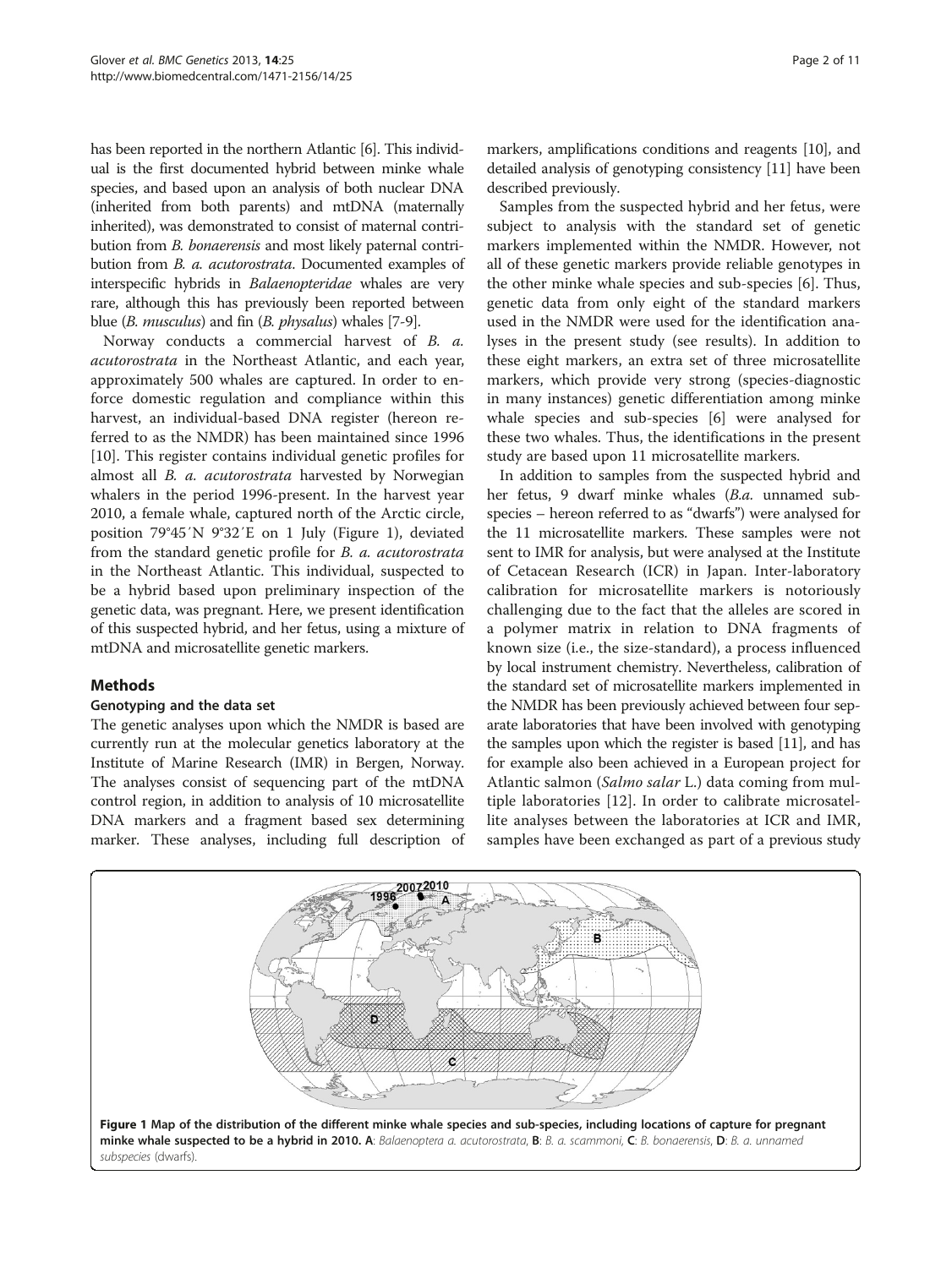has been reported in the northern Atlantic [6]. This individual is the first documented hybrid between minke whale species, and based upon an analysis of both nuclear DNA (inherited from both parents) and mtDNA (maternally inherited), was demonstrated to consist of maternal contribution from *B. bonaerensis* and most likely paternal contribution from *B. a. acutorostrata*. Documented examples of interspecific hybrids in *Balaenopteridae* whales are very rare, although this has previously been reported between blue (*B. musculus*) and fin (*B. physalus*) whales [7-9].

Norway conducts a commercial harvest of *B. a. acutorostrata* in the Northeast Atlantic, and each year, approximately 500 whales are captured. In order to enforce domestic regulation and compliance within this harvest, an individual-based DNA register (hereon referred to as the NMDR) has been maintained since 1996 [10]. This register contains individual genetic profiles for almost all *B. a. acutorostrata* harvested by Norwegian whalers in the period 1996-present. In the harvest year 2010, a female whale, captured north of the Arctic circle, position 79°45′N 9°32′E on 1 July (Figure 1), deviated from the standard genetic profile for *B. a. acutorostrata* in the Northeast Atlantic. This individual, suspected to be a hybrid based upon preliminary inspection of the genetic data, was pregnant. Here, we present identification of this suspected hybrid, and her fetus, using a mixture of mtDNA and microsatellite genetic markers.

## Methods

### Genotyping and the data set

The genetic analyses upon which the NMDR is based are currently run at the molecular genetics laboratory at the Institute of Marine Research (IMR) in Bergen, Norway. The analyses consist of sequencing part of the mtDNA control region, in addition to analysis of 10 microsatellite DNA markers and a fragment based sex determining marker. These analyses, including full description of markers, amplifications conditions and reagents [10], and detailed analysis of genotyping consistency [11] have been described previously.

Samples from the suspected hybrid and her fetus, were subject to analysis with the standard set of genetic markers implemented within the NMDR. However, not all of these genetic markers provide reliable genotypes in the other minke whale species and sub-species [6]. Thus, genetic data from only eight of the standard markers used in the NMDR were used for the identification analyses in the present study (see results). In addition to these eight markers, an extra set of three microsatellite markers, which provide very strong (species-diagnostic in many instances) genetic differentiation among minke whale species and sub-species [6] were analysed for these two whales. Thus, the identifications in the present study are based upon 11 microsatellite markers.

In addition to samples from the suspected hybrid and her fetus, 9 dwarf minke whales (*B.a.* unnamed sub-species – hereon referred to as "dwarfs") were analysed for the 11 microsatellite markers. These samples were not sent to IMR for analysis, but were analysed at the Institute of Cetacean Research (ICR) in Japan. Inter-laboratory calibration for microsatellite markers is notoriously challenging due to the fact that the alleles are scored in a polymer matrix in relation to DNA fragments of known size (i.e., the size-standard), a process influenced by local instrument chemistry. Nevertheless, calibration of the standard set of microsatellite markers implemented in the NMDR has been previously achieved between four separate laboratories that have been involved with genotyping the samples upon which the register is based [11], and has for example also been achieved in a European project for Atlantic salmon (*Salmo salar* L.) data coming from multiple laboratories [12]. In order to calibrate microsatellite analyses between the laboratories at ICR and IMR, samples have been exchanged as part of a previous study

**Figure 1 Map of the distribution of the different minke whale species and sub-species, including locations of capture for pregnant minke whale suspected to be a hybrid in 2010. A**: *Balaenoptera a. acutorostrata*, **B**: *B. a. scammoni*, **C**: *B. bonaerensis*, **D**: *B. a.* unnamed subspecies (dwarfs).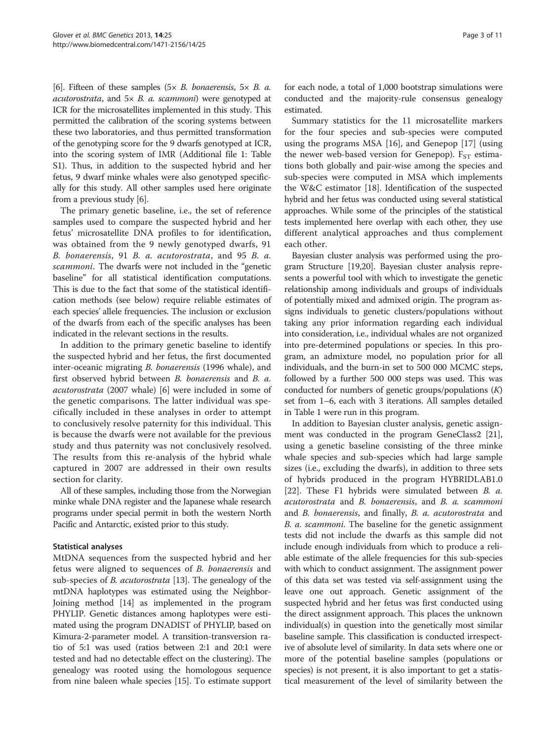[6]. Fifteen of these samples (5× *B. bonaerensis*, 5× *B. a. acutorostrata*, and 5× *B. a. scammoni*) were genotyped at ICR for the microsatellites implemented in this study. This permitted the calibration of the scoring systems between these two laboratories, and thus permitted transformation of the genotyping score for the 9 dwarfs genotyped at ICR, into the scoring system of IMR (Additional file 1: Table S1). Thus, in addition to the suspected hybrid and her fetus, 9 dwarf minke whales were also genotyped specifically for this study. All other samples used here originate from a previous study [6].

The primary genetic baseline, i.e., the set of reference samples used to compare the suspected hybrid and her fetus' microsatellite DNA profiles to for identification, was obtained from the 9 newly genotyped dwarfs, 91 *B. bonaerensis*, 91 *B. a. acutorostrata*, and 95 *B. a. scammoni*. The dwarfs were not included in the "genetic baseline" for all statistical identification computations. This is due to the fact that some of the statistical identification methods (see below) require reliable estimates of each species' allele frequencies. The inclusion or exclusion of the dwarfs from each of the specific analyses has been indicated in the relevant sections in the results.

In addition to the primary genetic baseline to identify the suspected hybrid and her fetus, the first documented inter-oceanic migrating *B. bonaerensis* (1996 whale), and first observed hybrid between *B. bonaerensis* and *B. a. acutorostrata* (2007 whale) [6] were included in some of the genetic comparisons. The latter individual was specifically included in these analyses in order to attempt to conclusively resolve paternity for this individual. This is because the dwarfs were not available for the previous study and thus paternity was not conclusively resolved. The results from this re-analysis of the hybrid whale captured in 2007 are addressed in their own results section for clarity.

All of these samples, including those from the Norwegian minke whale DNA register and the Japanese whale research programs under special permit in both the western North Pacific and Antarctic, existed prior to this study.

### Statistical analyses

MtDNA sequences from the suspected hybrid and her fetus were aligned to sequences of *B. bonaerensis* and sub-species of *B. acutorostrata* [13]. The genealogy of the mtDNA haplotypes was estimated using the Neighbor-Joining method [14] as implemented in the program PHYLIP. Genetic distances among haplotypes were estimated using the program DNADIST of PHYLIP, based on Kimura-2-parameter model. A transition-transversion ratio of 5:1 was used (ratios between 2:1 and 20:1 were tested and had no detectable effect on the clustering). The genealogy was rooted using the homologous sequence from nine baleen whale species [15]. To estimate support for each node, a total of 1,000 bootstrap simulations were conducted and the majority-rule consensus genealogy estimated.

Summary statistics for the 11 microsatellite markers for the four species and sub-species were computed using the programs MSA [16], and Genepop [17] (using the newer web-based version for Genepop). $F_{ST}$ estimations both globally and pair-wise among the species and sub-species were computed in MSA which implements the W&C estimator [18]. Identification of the suspected hybrid and her fetus was conducted using several statistical approaches. While some of the principles of the statistical tests implemented here overlap with each other, they use different analytical approaches and thus complement each other.

Bayesian cluster analysis was performed using the program Structure [19,20]. Bayesian cluster analysis represents a powerful tool with which to investigate the genetic relationship among individuals and groups of individuals of potentially mixed and admixed origin. The program assigns individuals to genetic clusters/populations without taking any prior information regarding each individual into consideration, i.e., individual whales are not organized into pre-determined populations or species. In this program, an admixture model, no population prior for all individuals, and the burn-in set to 500 000 MCMC steps, followed by a further 500 000 steps was used. This was conducted for numbers of genetic groups/populations ($K$) set from 1–6, each with 3 iterations. All samples detailed in Table 1 were run in this program.

In addition to Bayesian cluster analysis, genetic assignment was conducted in the program GeneClass2 [21], using a genetic baseline consisting of the three minke whale species and sub-species which had large sample sizes (i.e., excluding the dwarfs), in addition to three sets of hybrids produced in the program HYBRIDLAB1.0 [22]. These F1 hybrids were simulated between *B. a. acutorostrata* and *B. bonaerensis*, and *B. a. scammoni* and *B. bonaerensis*, and finally, *B. a. acutorostrata* and *B. a. scammoni*. The baseline for the genetic assignment tests did not include the dwarfs as this sample did not include enough individuals from which to produce a reliable estimate of the allele frequencies for this sub-species with which to conduct assignment. The assignment power of this data set was tested via self-assignment using the leave one out approach. Genetic assignment of the suspected hybrid and her fetus was first conducted using the direct assignment approach. This places the unknown individual(s) in question into the genetically most similar baseline sample. This classification is conducted irrespective of absolute level of similarity. In data sets where one or more of the potential baseline samples (populations or species) is not present, it is also important to get a statistical measurement of the level of similarity between the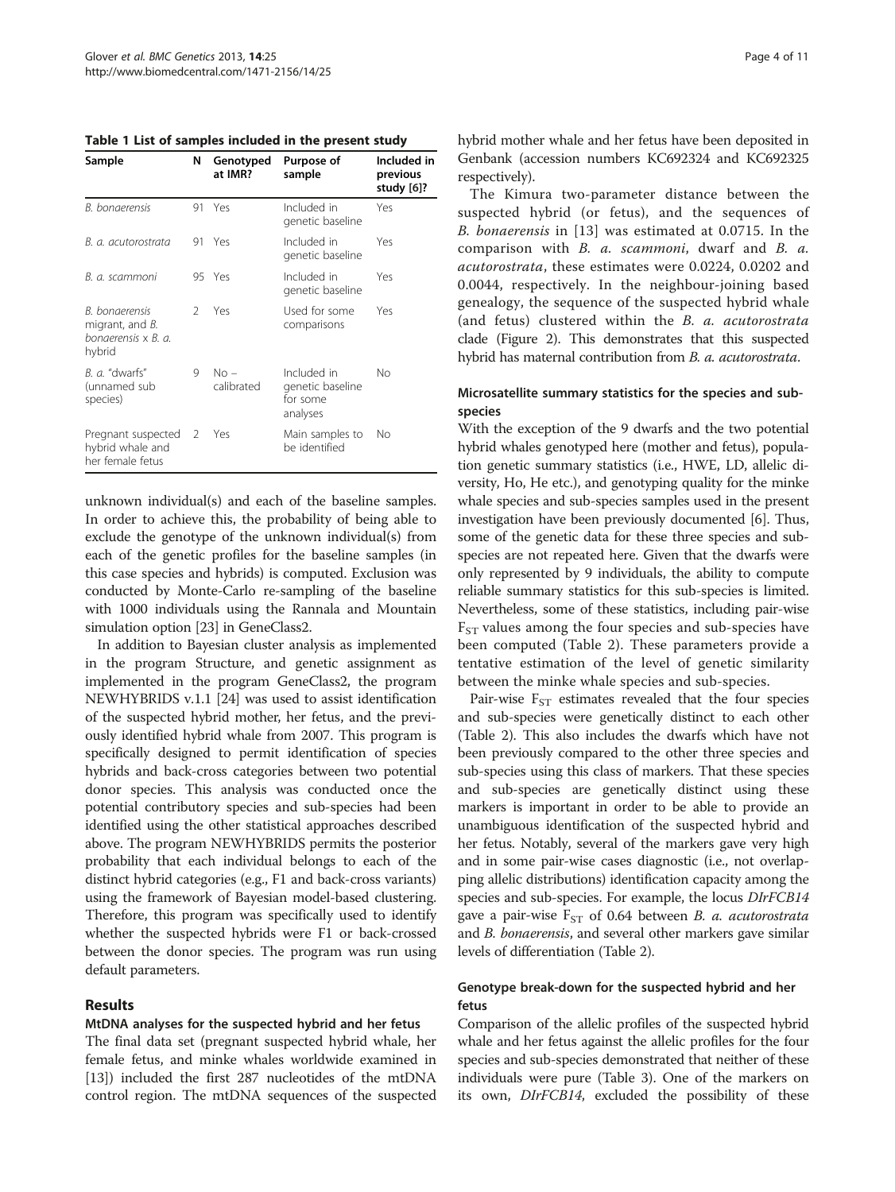**Table 1 List of samples included in the present study**

| Sample | N | Genotyped at IMR? | Purpose of sample | Included in previous study [6]? |
|---|---|---|---|---|
| *B. bonaerensis* | 91 | Yes | Included in genetic baseline | Yes |
| *B. a. acutorostrata* | 91 | Yes | Included in genetic baseline | Yes |
| *B. a. scammoni* | 95 | Yes | Included in genetic baseline | Yes |
| *B. bonaerensis* migrant, and *B. bonaerensis* x *B. a.* hybrid | 2 | Yes | Used for some comparisons | Yes |
| *B. a.* "dwarfs" (unnamed sub species) | 9 | No – calibrated | Included in genetic baseline for some analyses | No |
| Pregnant suspected hybrid whale and her female fetus | 2 | Yes | Main samples to be identified | No |

unknown individual(s) and each of the baseline samples. In order to achieve this, the probability of being able to exclude the genotype of the unknown individual(s) from each of the genetic profiles for the baseline samples (in this case species and hybrids) is computed. Exclusion was conducted by Monte-Carlo re-sampling of the baseline with 1000 individuals using the Rannala and Mountain simulation option [23] in GeneClass2.

In addition to Bayesian cluster analysis as implemented in the program Structure, and genetic assignment as implemented in the program GeneClass2, the program NEWHYBRIDS v.1.1 [24] was used to assist identification of the suspected hybrid mother, her fetus, and the previously identified hybrid whale from 2007. This program is specifically designed to permit identification of species hybrids and back-cross categories between two potential donor species. This analysis was conducted once the potential contributory species and sub-species had been identified using the other statistical approaches described above. The program NEWHYBRIDS permits the posterior probability that each individual belongs to each of the distinct hybrid categories (e.g., F1 and back-cross variants) using the framework of Bayesian model-based clustering. Therefore, this program was specifically used to identify whether the suspected hybrids were F1 or back-crossed between the donor species. The program was run using default parameters.

## Results

### MtDNA analyses for the suspected hybrid and her fetus

The final data set (pregnant suspected hybrid whale, her female fetus, and minke whales worldwide examined in [13]) included the first 287 nucleotides of the mtDNA control region. The mtDNA sequences of the suspected hybrid mother whale and her fetus have been deposited in Genbank (accession numbers KC692324 and KC692325 respectively).

The Kimura two-parameter distance between the suspected hybrid (or fetus), and the sequences of *B. bonaerensis* in [13] was estimated at 0.0715. In the comparison with *B. a. scammoni*, dwarf and *B. a. acutorostrata*, these estimates were 0.0224, 0.0202 and 0.0044, respectively. In the neighbour-joining based genealogy, the sequence of the suspected hybrid whale (and fetus) clustered within the *B. a. acutorostrata* clade (Figure 2). This demonstrates that this suspected hybrid has maternal contribution from *B. a. acutorostrata.*

### Microsatellite summary statistics for the species and sub-species

With the exception of the 9 dwarfs and the two potential hybrid whales genotyped here (mother and fetus), population genetic summary statistics (i.e., HWE, LD, allelic diversity, Ho, He etc.), and genotyping quality for the minke whale species and sub-species samples used in the present investigation have been previously documented [6]. Thus, some of the genetic data for these three species and sub-species are not repeated here. Given that the dwarfs were only represented by 9 individuals, the ability to compute reliable summary statistics for this sub-species is limited. Nevertheless, some of these statistics, including pair-wise $F_{ST}$ values among the four species and sub-species have been computed (Table 2). These parameters provide a tentative estimation of the level of genetic similarity between the minke whale species and sub-species.

Pair-wise $F_{ST}$ estimates revealed that the four species and sub-species were genetically distinct to each other (Table 2). This also includes the dwarfs which have not been previously compared to the other three species and sub-species using this class of markers. That these species and sub-species are genetically distinct using these markers is important in order to be able to provide an unambiguous identification of the suspected hybrid and her fetus. Notably, several of the markers gave very high and in some pair-wise cases diagnostic (i.e., not overlapping allelic distributions) identification capacity among the species and sub-species. For example, the locus *DIrFCB14* gave a pair-wise $F_{ST}$ of 0.64 between *B. a. acutorostrata* and *B. bonaerensis*, and several other markers gave similar levels of differentiation (Table 2).

### Genotype break-down for the suspected hybrid and her fetus

Comparison of the allelic profiles of the suspected hybrid whale and her fetus against the allelic profiles for the four species and sub-species demonstrated that neither of these individuals were pure (Table 3). One of the markers on its own, *DIrFCB14*, excluded the possibility of these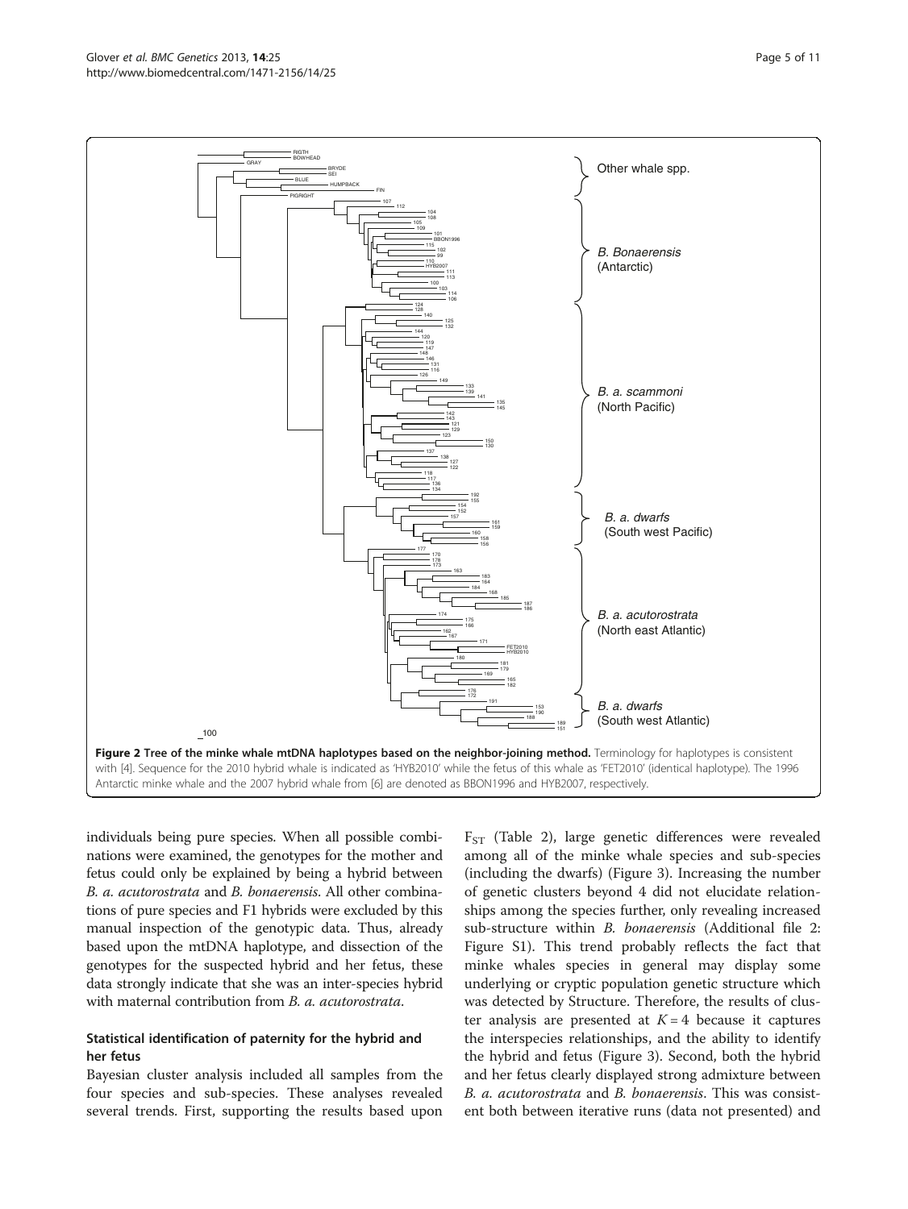**Figure 2 Tree of the minke whale mtDNA haplotypes based on the neighbor-joining method.** Terminology for haplotypes is consistent with [4]. Sequence for the 2010 hybrid whale is indicated as 'HYB2010' while the fetus of this whale as 'FET2010' (identical haplotype). The 1996 Antarctic minke whale and the 2007 hybrid whale from [6] are denoted as BBON1996 and HYB2007, respectively.

individuals being pure species. When all possible combinations were examined, the genotypes for the mother and fetus could only be explained by being a hybrid between *B. a. acutorostrata* and *B. bonaerensis*. All other combinations of pure species and F1 hybrids were excluded by this manual inspection of the genotypic data. Thus, already based upon the mtDNA haplotype, and dissection of the genotypes for the suspected hybrid and her fetus, these data strongly indicate that she was an inter-species hybrid with maternal contribution from *B. a. acutorostrata*.

### Statistical identification of paternity for the hybrid and her fetus

Bayesian cluster analysis included all samples from the four species and sub-species. These analyses revealed several trends. First, supporting the results based upon $F_{ST}$ (Table 2), large genetic differences were revealed among all of the minke whale species and sub-species (including the dwarfs) (Figure 3). Increasing the number of genetic clusters beyond 4 did not elucidate relationships among the species further, only revealing increased sub-structure within *B. bonaerensis* (Additional file 2: Figure S1). This trend probably reflects the fact that minke whales species in general may display some underlying or cryptic population genetic structure which was detected by Structure. Therefore, the results of cluster analysis are presented at $K = 4$ because it captures the interspecies relationships, and the ability to identify the hybrid and fetus (Figure 3). Second, both the hybrid and her fetus clearly displayed strong admixture between *B. a. acutorostrata* and *B. bonaerensis*. This was consistent both between iterative runs (data not presented) and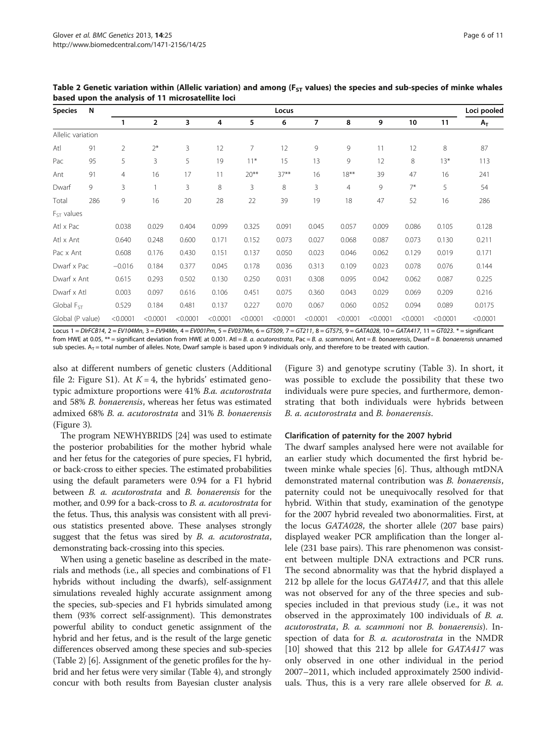**Table 2 Genetic variation within (Allelic variation) and among ($F_{ST}$ values) the species and sub-species of minke whales based upon the analysis of 11 microsatellite loci**

| Species | N | Locus | | | | | | | | | | | Loci pooled |
|---|---|---|---|---|---|---|---|---|---|---|---|---|---|
| | | 1 | 2 | 3 | 4 | 5 | 6 | 7 | 8 | 9 | 10 | 11 | $A_T$ |
| Allelic variation | | | | | | | | | | | | | |
| Atl | 91 | 2 | 2* | 3 | 12 | 7 | 12 | 9 | 9 | 11 | 12 | 8 | 87 |
| Pac | 95 | 5 | 3 | 5 | 19 | 11* | 15 | 13 | 9 | 12 | 8 | 13* | 113 |
| Ant | 91 | 4 | 16 | 17 | 11 | 20** | 37** | 16 | 18** | 39 | 47 | 16 | 241 |
| Dwarf | 9 | 3 | 1 | 3 | 8 | 3 | 8 | 3 | 4 | 9 | 7* | 5 | 54 |
| Total | 286 | 9 | 16 | 20 | 28 | 22 | 39 | 19 | 18 | 47 | 52 | 16 | 286 |
| $F_{ST}$ values | | | | | | | | | | | | | |
| Atl x Pac | | 0.038 | 0.029 | 0.404 | 0.099 | 0.325 | 0.091 | 0.045 | 0.057 | 0.009 | 0.086 | 0.105 | 0.128 |
| Atl x Ant | | 0.640 | 0.248 | 0.600 | 0.171 | 0.152 | 0.073 | 0.027 | 0.068 | 0.087 | 0.073 | 0.130 | 0.211 |
| Pac x Ant | | 0.608 | 0.176 | 0.430 | 0.151 | 0.137 | 0.050 | 0.023 | 0.046 | 0.062 | 0.129 | 0.019 | 0.171 |
| Dwarf x Pac | | −0.016 | 0.184 | 0.377 | 0.045 | 0.178 | 0.036 | 0.313 | 0.109 | 0.023 | 0.078 | 0.076 | 0.144 |
| Dwarf x Ant | | 0.615 | 0.293 | 0.502 | 0.130 | 0.250 | 0.031 | 0.308 | 0.095 | 0.042 | 0.062 | 0.087 | 0.225 |
| Dwarf x Atl | | 0.003 | 0.097 | 0.616 | 0.106 | 0.451 | 0.075 | 0.360 | 0.043 | 0.029 | 0.069 | 0.209 | 0.216 |
| Global $F_{ST}$ | | 0.529 | 0.184 | 0.481 | 0.137 | 0.227 | 0.070 | 0.067 | 0.060 | 0.052 | 0.094 | 0.089 | 0.0175 |
| Global (P value) | | <0.0001 | <0.0001 | <0.0001 | <0.0001 | <0.0001 | <0.0001 | <0.0001 | <0.0001 | <0.0001 | <0.0001 | <0.0001 | <0.0001 |

Locus 1 = *DlrFCB14*, 2 = *EV104Mn*, 3 = *EV94Mn*, 4 = *EV001Pm*, 5 = *EV037Mn*, 6 = *GT509*, 7 = *GT211*, 8 = *GT575*, 9 = *GATA028*, 10 = *GATA417*, 11 = *GT023*. * = significant from HWE at 0.05, ** = significant deviation from HWE at 0.001. Atl = *B. a. acutorostrata*, Pac = *B. a. scammoni*, Ant = *B. bonaerensis*, Dwarf = *B. bonaerensis* unnamed sub species. $A_T$ = total number of alleles. Note, Dwarf sample is based upon 9 individuals only, and therefore to be treated with caution.

also at different numbers of genetic clusters (Additional file 2: Figure S1). At $K = 4$, the hybrids' estimated genotypic admixture proportions were 41% *B.a. acutorostrata* and 58% *B. bonaerensis*, whereas her fetus was estimated admixed 68% *B. a. acutorostrata* and 31% *B. bonaerensis* (Figure 3).

The program NEWHYBRIDS [24] was used to estimate the posterior probabilities for the mother hybrid whale and her fetus for the categories of pure species, F1 hybrid, or back-cross to either species. The estimated probabilities using the default parameters were 0.94 for a F1 hybrid between *B. a. acutorostrata* and *B. bonaerensis* for the mother, and 0.99 for a back-cross to *B. a. acutorostrata* for the fetus. Thus, this analysis was consistent with all previous statistics presented above. These analyses strongly suggest that the fetus was sired by *B. a. acutorostrata*, demonstrating back-crossing into this species.

When using a genetic baseline as described in the materials and methods (i.e., all species and combinations of F1 hybrids without including the dwarfs), self-assignment simulations revealed highly accurate assignment among the species, sub-species and F1 hybrids simulated among them (93% correct self-assignment). This demonstrates powerful ability to conduct genetic assignment of the hybrid and her fetus, and is the result of the large genetic differences observed among these species and sub-species (Table 2) [6]. Assignment of the genetic profiles for the hybrid and her fetus were very similar (Table 4), and strongly concur with both results from Bayesian cluster analysis (Figure 3) and genotype scrutiny (Table 3). In short, it was possible to exclude the possibility that these two individuals were pure species, and furthermore, demonstrating that both individuals were hybrids between *B. a. acutorostrata* and *B. bonaerensis*.

### Clarification of paternity for the 2007 hybrid

The dwarf samples analysed here were not available for an earlier study which documented the first hybrid between minke whale species [6]. Thus, although mtDNA demonstrated maternal contribution was *B. bonaerensis*, paternity could not be unequivocally resolved for that hybrid. Within that study, examination of the genotype for the 2007 hybrid revealed two abonormalities. First, at the locus *GATA028*, the shorter allele (207 base pairs) displayed weaker PCR amplification than the longer allele (231 base pairs). This rare phenomenon was consistent between multiple DNA extractions and PCR runs. The second abnormality was that the hybrid displayed a 212 bp allele for the locus *GATA417*, and that this allele was not observed for any of the three species and subspecies included in that previous study (i.e., it was not observed in the approximately 100 individuals of *B. a. acutorostrata*, *B. a. scammoni* nor *B. bonaerensis*). Inspection of data for *B. a. acutorostrata* in the NMDR [10] showed that this 212 bp allele for *GATA417* was only observed in one other individual in the period 2007–2011, which included approximately 2500 individuals. Thus, this is a very rare allele observed for *B. a.*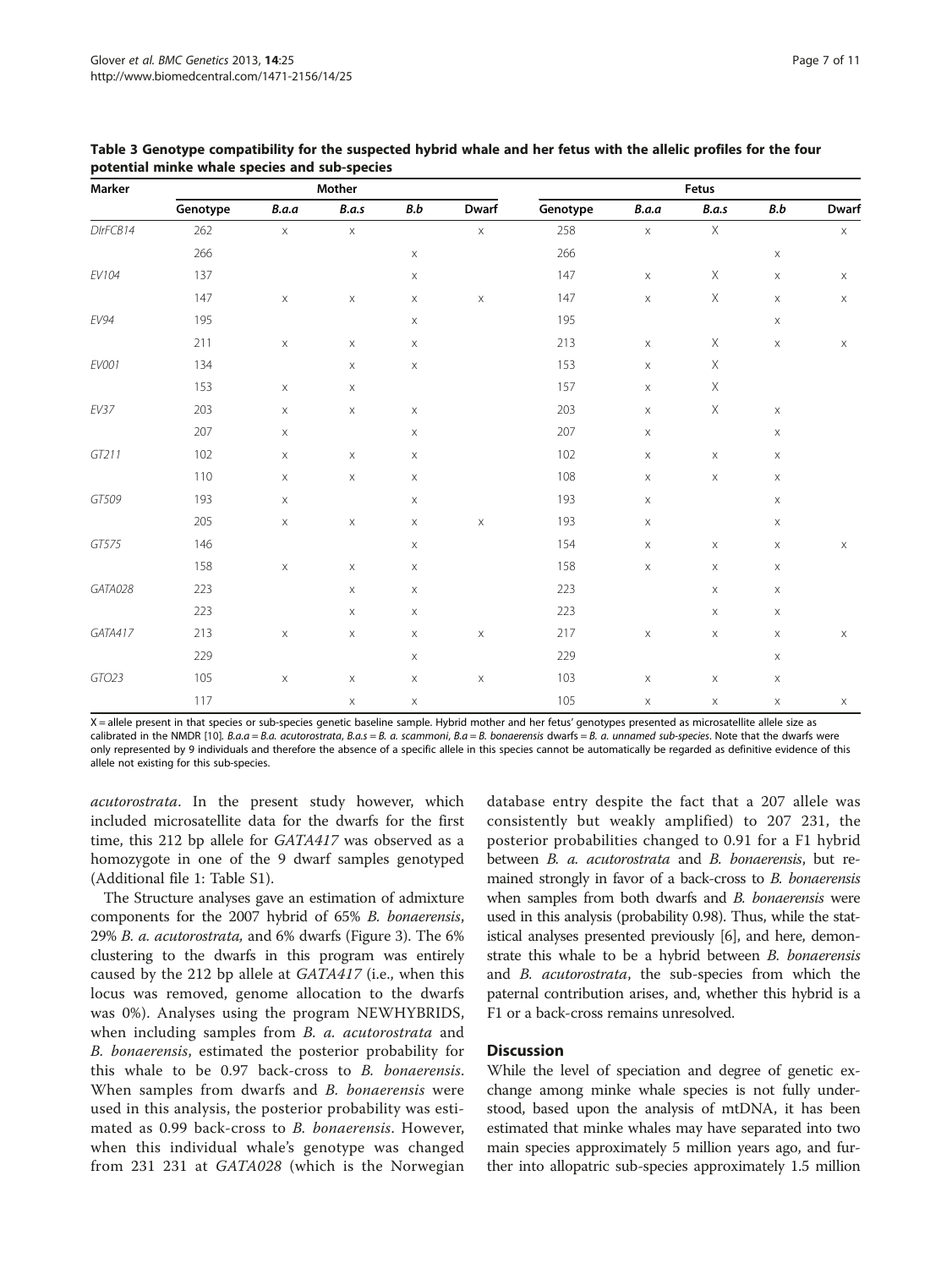**Table 3 Genotype compatibility for the suspected hybrid whale and her fetus with the allelic profiles for the four potential minke whale species and sub-species**

| Marker | Mother | | | | | Fetus | | | | |
|---|---|---|---|---|---|---|---|---|---|---|
| | Genotype | *B.a.a* | *B.a.s* | *B.b* | Dwarf | Genotype | *B.a.a* | *B.a.s* | *B.b* | Dwarf |
| *DlrFCB14* | 262 | x | x | | x | 258 | x | X | | x |
| | 266 | | | x | | 266 | | | x | |
| *EV104* | 137 | | | x | | 147 | x | X | x | x |
| | 147 | x | x | x | x | 147 | x | X | x | x |
| *EV94* | 195 | | | x | | 195 | | | x | |
| | 211 | x | x | x | | 213 | x | X | x | x |
| *EV001* | 134 | | x | x | | 153 | x | X | | |
| | 153 | x | x | | | 157 | x | X | | |
| *EV37* | 203 | x | x | x | | 203 | x | X | x | |
| | 207 | x | | x | | 207 | x | | x | |
| *GT211* | 102 | x | x | x | | 102 | x | x | x | |
| | 110 | x | x | x | | 108 | x | x | x | |
| *GT509* | 193 | x | | x | | 193 | x | | x | |
| | 205 | x | x | x | x | 193 | x | | x | |
| *GT575* | 146 | | | x | | 154 | x | x | x | x |
| | 158 | x | x | x | | 158 | x | x | x | |
| *GATA028* | 223 | | x | x | | 223 | | x | x | |
| | 223 | | x | x | | 223 | | x | x | |
| *GATA417* | 213 | x | x | x | x | 217 | x | x | x | x |
| | 229 | | | x | | 229 | | | x | |
| *GTO23* | 105 | x | x | x | x | 103 | x | x | x | |
| | 117 | | x | x | | 105 | x | x | x | x |

X = allele present in that species or sub-species genetic baseline sample. Hybrid mother and her fetus' genotypes presented as microsatellite allele size as calibrated in the NMDR [10]. *B.a.a* = *B.a. acutorostrata*, *B.a.s* = *B. a. scammoni*, *B.a* = *B. bonaerensis* dwarfs = *B. a. unnamed sub-species*. Note that the dwarfs were only represented by 9 individuals and therefore the absence of a specific allele in this species cannot be automatically be regarded as definitive evidence of this allele not existing for this sub-species.

*acutorostrata*. In the present study however, which included microsatellite data for the dwarfs for the first time, this 212 bp allele for *GATA417* was observed as a homozygote in one of the 9 dwarf samples genotyped (Additional file 1: Table S1).

The Structure analyses gave an estimation of admixture components for the 2007 hybrid of 65% *B. bonaerensis*, 29% *B. a. acutorostrata,* and 6% dwarfs (Figure 3). The 6% clustering to the dwarfs in this program was entirely caused by the 212 bp allele at *GATA417* (i.e., when this locus was removed, genome allocation to the dwarfs was 0%). Analyses using the program NEWHYBRIDS, when including samples from *B. a. acutorostrata* and *B. bonaerensis*, estimated the posterior probability for this whale to be 0.97 back-cross to *B. bonaerensis*. When samples from dwarfs and *B. bonaerensis* were used in this analysis, the posterior probability was estimated as 0.99 back-cross to *B. bonaerensis*. However, when this individual whale's genotype was changed from 231 231 at *GATA028* (which is the Norwegian database entry despite the fact that a 207 allele was consistently but weakly amplified) to 207 231, the posterior probabilities changed to 0.91 for a F1 hybrid between *B. a. acutorostrata* and *B. bonaerensis*, but remained strongly in favor of a back-cross to *B. bonaerensis* when samples from both dwarfs and *B. bonaerensis* were used in this analysis (probability 0.98). Thus, while the statistical analyses presented previously [6], and here, demonstrate this whale to be a hybrid between *B. bonaerensis* and *B. acutorostrata*, the sub-species from which the paternal contribution arises, and, whether this hybrid is a F1 or a back-cross remains unresolved.

## Discussion

While the level of speciation and degree of genetic exchange among minke whale species is not fully understood, based upon the analysis of mtDNA, it has been estimated that minke whales may have separated into two main species approximately 5 million years ago, and further into allopatric sub-species approximately 1.5 million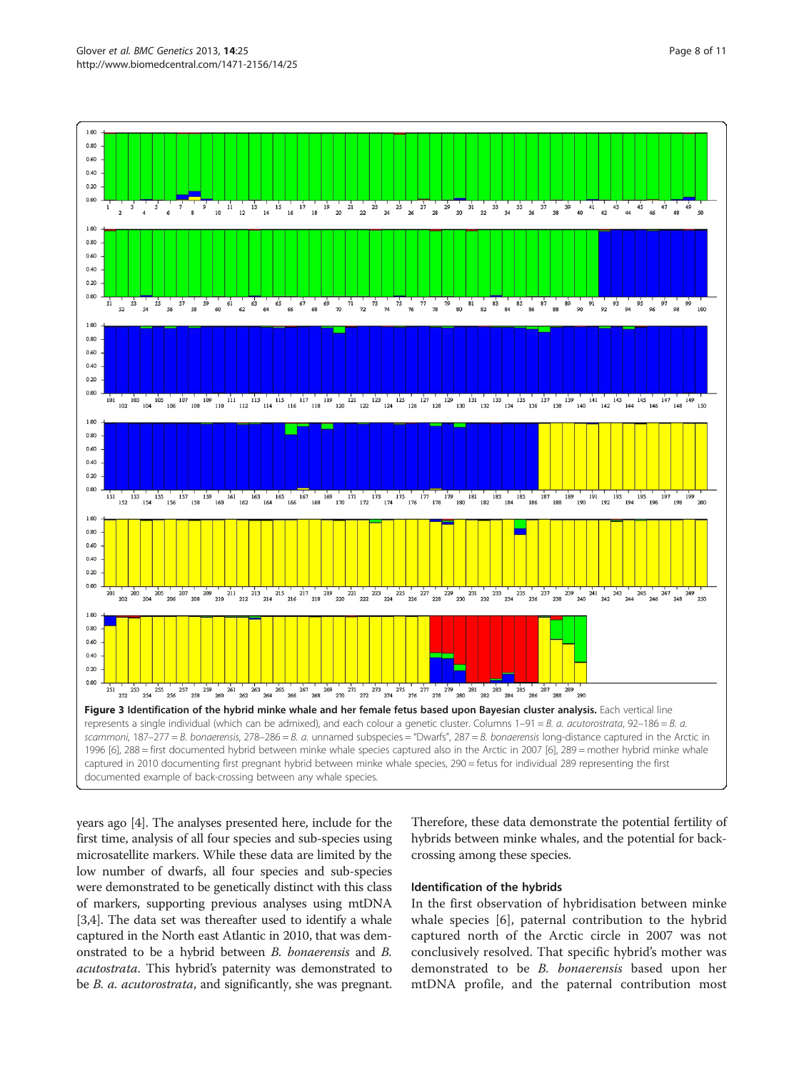**Figure 3 Identification of the hybrid minke whale and her female fetus based upon Bayesian cluster analysis.** Each vertical line represents a single individual (which can be admixed), and each colour a genetic cluster. Columns 1–91 = *B. a. acutorostrata*, 92–186 = *B. a. scammoni*, 187–277 = *B. bonaerensis*, 278–286 = *B. a.* unnamed subspecies = "Dwarfs", 287 = *B. bonaerensis* long-distance captured in the Arctic in 1996 [6], 288 = first documented hybrid between minke whale species captured also in the Arctic in 2007 [6], 289 = mother hybrid minke whale captured in 2010 documenting first pregnant hybrid between minke whale species, 290 = fetus for individual 289 representing the first documented example of back-crossing between any whale species.

years ago [4]. The analyses presented here, include for the first time, analysis of all four species and sub-species using microsatellite markers. While these data are limited by the low number of dwarfs, all four species and sub-species were demonstrated to be genetically distinct with this class of markers, supporting previous analyses using mtDNA [3,4]. The data set was thereafter used to identify a whale captured in the North east Atlantic in 2010, that was demonstrated to be a hybrid between *B. bonaerensis* and *B. acutostrata*. This hybrid's paternity was demonstrated to be *B. a. acutorostrata*, and significantly, she was pregnant. Therefore, these data demonstrate the potential fertility of hybrids between minke whales, and the potential for back-crossing among these species.

### Identification of the hybrids

In the first observation of hybridisation between minke whale species [6], paternal contribution to the hybrid captured north of the Arctic circle in 2007 was not conclusively resolved. That specific hybrid's mother was demonstrated to be *B. bonaerensis* based upon her mtDNA profile, and the paternal contribution most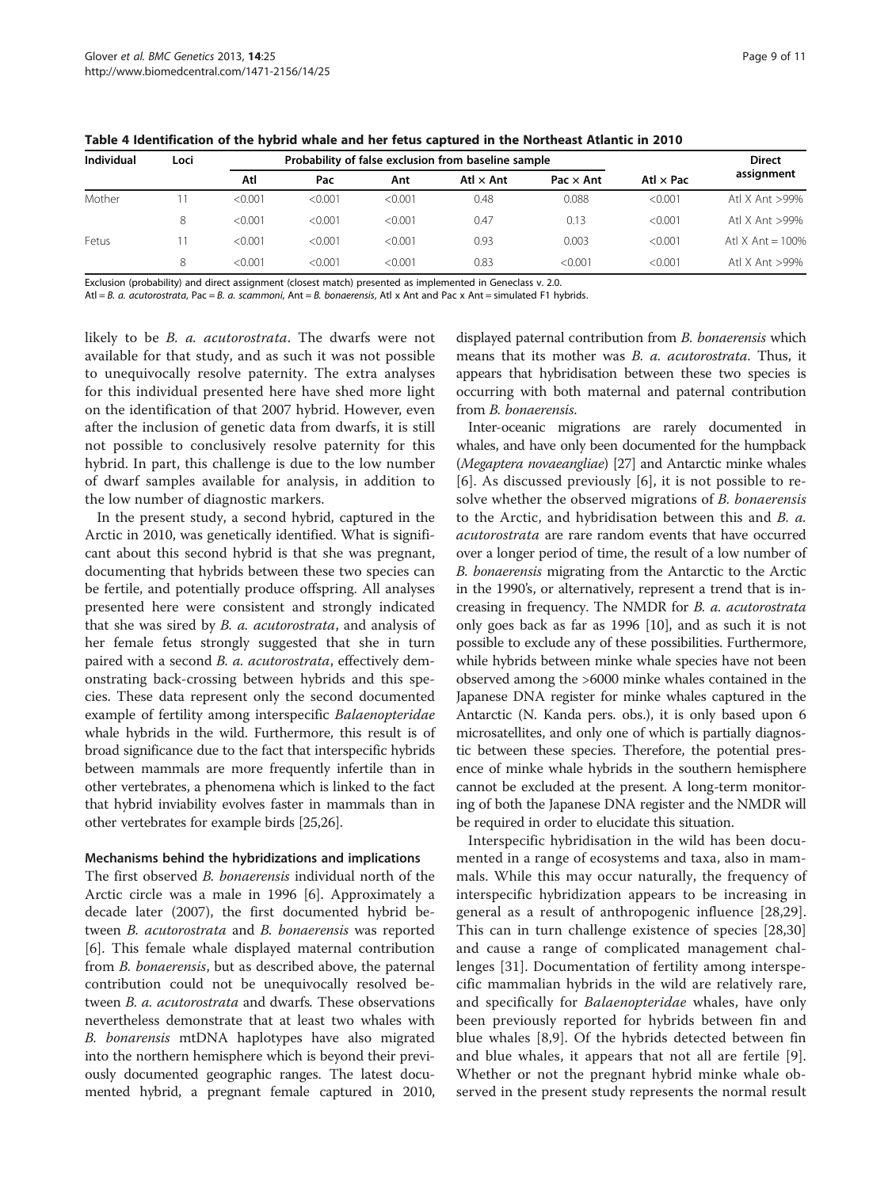**Table 4 Identification of the hybrid whale and her fetus captured in the Northeast Atlantic in 2010**

| Individual | Loci | Probability of false exclusion from baseline sample | | | | | | Direct assignment |
|---|---|---|---|---|---|---|---|---|
| | | Atl | Pac | Ant | Atl × Ant | Pac × Ant | Atl × Pac | |
| Mother | 11 | <0.001 | <0.001 | <0.001 | 0.48 | 0.088 | <0.001 | Atl X Ant >99% |
| | 8 | <0.001 | <0.001 | <0.001 | 0.47 | 0.13 | <0.001 | Atl X Ant >99% |
| Fetus | 11 | <0.001 | <0.001 | <0.001 | 0.93 | 0.003 | <0.001 | Atl X Ant = 100% |
| | 8 | <0.001 | <0.001 | <0.001 | 0.83 | <0.001 | <0.001 | Atl X Ant >99% |

Exclusion (probability) and direct assignment (closest match) presented as implemented in Geneclass v. 2.0.
Atl = *B. a. acutorostrata*, Pac = *B. a. scammoni*, Ant = *B. bonaerensis*, Atl x Ant and Pac x Ant = simulated F1 hybrids.

likely to be *B. a. acutorostrata*. The dwarfs were not available for that study, and as such it was not possible to unequivocally resolve paternity. The extra analyses for this individual presented here have shed more light on the identification of that 2007 hybrid. However, even after the inclusion of genetic data from dwarfs, it is still not possible to conclusively resolve paternity for this hybrid. In part, this challenge is due to the low number of dwarf samples available for analysis, in addition to the low number of diagnostic markers.

In the present study, a second hybrid, captured in the Arctic in 2010, was genetically identified. What is significant about this second hybrid is that she was pregnant, documenting that hybrids between these two species can be fertile, and potentially produce offspring. All analyses presented here were consistent and strongly indicated that she was sired by *B. a. acutorostrata*, and analysis of her female fetus strongly suggested that she in turn paired with a second *B. a. acutorostrata*, effectively demonstrating back-crossing between hybrids and this species. These data represent only the second documented example of fertility among interspecific *Balaenopteridae* whale hybrids in the wild. Furthermore, this result is of broad significance due to the fact that interspecific hybrids between mammals are more frequently infertile than in other vertebrates, a phenomena which is linked to the fact that hybrid inviability evolves faster in mammals than in other vertebrates for example birds [25,26].

### Mechanisms behind the hybridizations and implications

The first observed *B. bonaerensis* individual north of the Arctic circle was a male in 1996 [6]. Approximately a decade later (2007), the first documented hybrid between *B. acutorostrata* and *B. bonaerensis* was reported [6]. This female whale displayed maternal contribution from *B. bonaerensis*, but as described above, the paternal contribution could not be unequivocally resolved between *B. a. acutorostrata* and dwarfs. These observations nevertheless demonstrate that at least two whales with *B. bonarensis* mtDNA haplotypes have also migrated into the northern hemisphere which is beyond their previously documented geographic ranges. The latest documented hybrid, a pregnant female captured in 2010, displayed paternal contribution from *B. bonaerensis* which means that its mother was *B. a. acutorostrata*. Thus, it appears that hybridisation between these two species is occurring with both maternal and paternal contribution from *B. bonaerensis*.

Inter-oceanic migrations are rarely documented in whales, and have only been documented for the humpback (*Megaptera novaeangliae*) [27] and Antarctic minke whales [6]. As discussed previously [6], it is not possible to resolve whether the observed migrations of *B. bonaerensis* to the Arctic, and hybridisation between this and *B. a. acutorostrata* are rare random events that have occurred over a longer period of time, the result of a low number of *B. bonaerensis* migrating from the Antarctic to the Arctic in the 1990's, or alternatively, represent a trend that is increasing in frequency. The NMDR for *B. a. acutorostrata* only goes back as far as 1996 [10], and as such it is not possible to exclude any of these possibilities. Furthermore, while hybrids between minke whale species have not been observed among the >6000 minke whales contained in the Japanese DNA register for minke whales captured in the Antarctic (N. Kanda pers. obs.), it is only based upon 6 microsatellites, and only one of which is partially diagnostic between these species. Therefore, the potential presence of minke whale hybrids in the southern hemisphere cannot be excluded at the present. A long-term monitoring of both the Japanese DNA register and the NMDR will be required in order to elucidate this situation.

Interspecific hybridisation in the wild has been documented in a range of ecosystems and taxa, also in mammals. While this may occur naturally, the frequency of interspecific hybridization appears to be increasing in general as a result of anthropogenic influence [28,29]. This can in turn challenge existence of species [28,30] and cause a range of complicated management challenges [31]. Documentation of fertility among interspecific mammalian hybrids in the wild are relatively rare, and specifically for *Balaenopteridae* whales, have only been previously reported for hybrids between fin and blue whales [8,9]. Of the hybrids detected between fin and blue whales, it appears that not all are fertile [9]. Whether or not the pregnant hybrid minke whale observed in the present study represents the normal result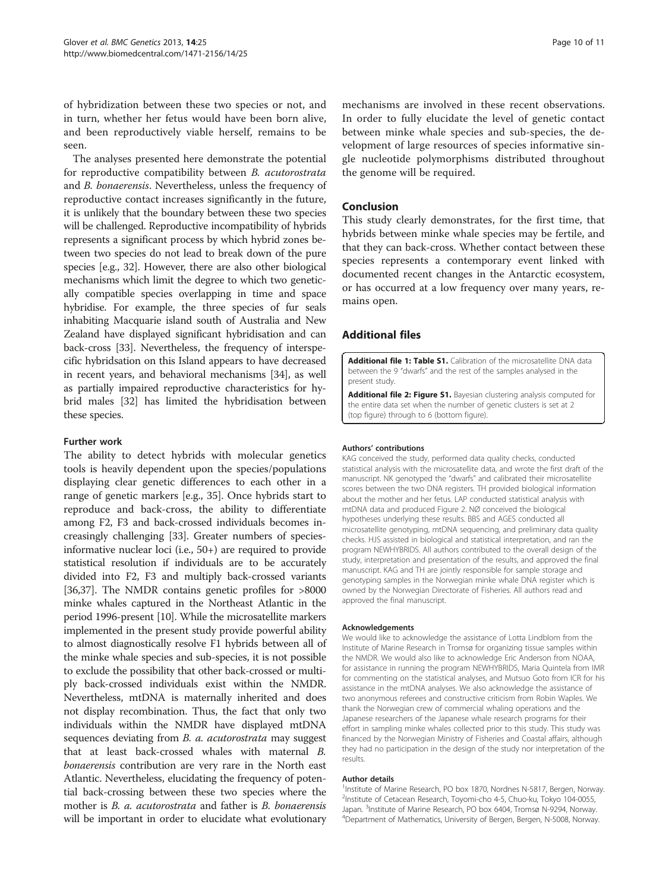of hybridization between these two species or not, and in turn, whether her fetus would have been born alive, and been reproductively viable herself, remains to be seen.

The analyses presented here demonstrate the potential for reproductive compatibility between *B. acutorostrata* and *B. bonaerensis*. Nevertheless, unless the frequency of reproductive contact increases significantly in the future, it is unlikely that the boundary between these two species will be challenged. Reproductive incompatibility of hybrids represents a significant process by which hybrid zones between two species do not lead to break down of the pure species [e.g., 32]. However, there are also other biological mechanisms which limit the degree to which two genetically compatible species overlapping in time and space hybridise. For example, the three species of fur seals inhabiting Macquarie island south of Australia and New Zealand have displayed significant hybridisation and can back-cross [33]. Nevertheless, the frequency of interspecific hybridsation on this Island appears to have decreased in recent years, and behavioral mechanisms [34], as well as partially impaired reproductive characteristics for hybrid males [32] has limited the hybridisation between these species.

### Further work

The ability to detect hybrids with molecular genetics tools is heavily dependent upon the species/populations displaying clear genetic differences to each other in a range of genetic markers [e.g., 35]. Once hybrids start to reproduce and back-cross, the ability to differentiate among F2, F3 and back-crossed individuals becomes increasingly challenging [33]. Greater numbers of species-informative nuclear loci (i.e., 50+) are required to provide statistical resolution if individuals are to be accurately divided into F2, F3 and multiply back-crossed variants [36,37]. The NMDR contains genetic profiles for >8000 minke whales captured in the Northeast Atlantic in the period 1996-present [10]. While the microsatellite markers implemented in the present study provide powerful ability to almost diagnostically resolve F1 hybrids between all of the minke whale species and sub-species, it is not possible to exclude the possibility that other back-crossed or multiply back-crossed individuals exist within the NMDR. Nevertheless, mtDNA is maternally inherited and does not display recombination. Thus, the fact that only two individuals within the NMDR have displayed mtDNA sequences deviating from *B. a. acutorostrata* may suggest that at least back-crossed whales with maternal *B. bonaerensis* contribution are very rare in the North east Atlantic. Nevertheless, elucidating the frequency of potential back-crossing between these two species where the mother is *B. a. acutorostrata* and father is *B. bonaerensis* will be important in order to elucidate what evolutionary mechanisms are involved in these recent observations. In order to fully elucidate the level of genetic contact between minke whale species and sub-species, the development of large resources of species informative single nucleotide polymorphisms distributed throughout the genome will be required.

## Conclusion

This study clearly demonstrates, for the first time, that hybrids between minke whale species may be fertile, and that they can back-cross. Whether contact between these species represents a contemporary event linked with documented recent changes in the Antarctic ecosystem, or has occurred at a low frequency over many years, remains open.

## Additional files

**Additional file 1: Table S1.** Calibration of the microsatellite DNA data between the 9 "dwarfs" and the rest of the samples analysed in the present study.

**Additional file 2: Figure S1.** Bayesian clustering analysis computed for the entire data set when the number of genetic clusters is set at 2 (top figure) through to 6 (bottom figure).

#### Authors' contributions

KAG conceived the study, performed data quality checks, conducted statistical analysis with the microsatellite data, and wrote the first draft of the manuscript. NK genotyped the "dwarfs" and calibrated their microsatellite scores between the two DNA registers. TH provided biological information about the mother and her fetus. LAP conducted statistical analysis with mtDNA data and produced Figure 2. NØ conceived the biological hypotheses underlying these results. BBS and AGES conducted all microsatellite genotyping, mtDNA sequencing, and preliminary data quality checks. HJS assisted in biological and statistical interpretation, and ran the program NEWHYBRIDS. All authors contributed to the overall design of the study, interpretation and presentation of the results, and approved the final manuscript. KAG and TH are jointly responsible for sample storage and genotyping samples in the Norwegian minke whale DNA register which is owned by the Norwegian Directorate of Fisheries. All authors read and approved the final manuscript.

#### Acknowledgements

We would like to acknowledge the assistance of Lotta Lindblom from the Institute of Marine Research in Tromsø for organizing tissue samples within the NMDR. We would also like to acknowledge Eric Anderson from NOAA, for assistance in running the program NEWHYBRIDS, Maria Quintela from IMR for commenting on the statistical analyses, and Mutsuo Goto from ICR for his assistance in the mtDNA analyses. We also acknowledge the assistance of two anonymous referees and constructive criticism from Robin Waples. We thank the Norwegian crew of commercial whaling operations and the Japanese researchers of the Japanese whale research programs for their effort in sampling minke whales collected prior to this study. This study was financed by the Norwegian Ministry of Fisheries and Coastal affairs, although they had no participation in the design of the study nor interpretation of the results.

#### Author details

[1]Institute of Marine Research, PO box 1870, Nordnes N-5817, Bergen, Norway. [2]Institute of Cetacean Research, Toyomi-cho 4-5, Chuo-ku, Tokyo 104-0055, Japan. [3]Institute of Marine Research, PO box 6404, Tromsø N-9294, Norway. [4]Department of Mathematics, University of Bergen, Bergen, N-5008, Norway.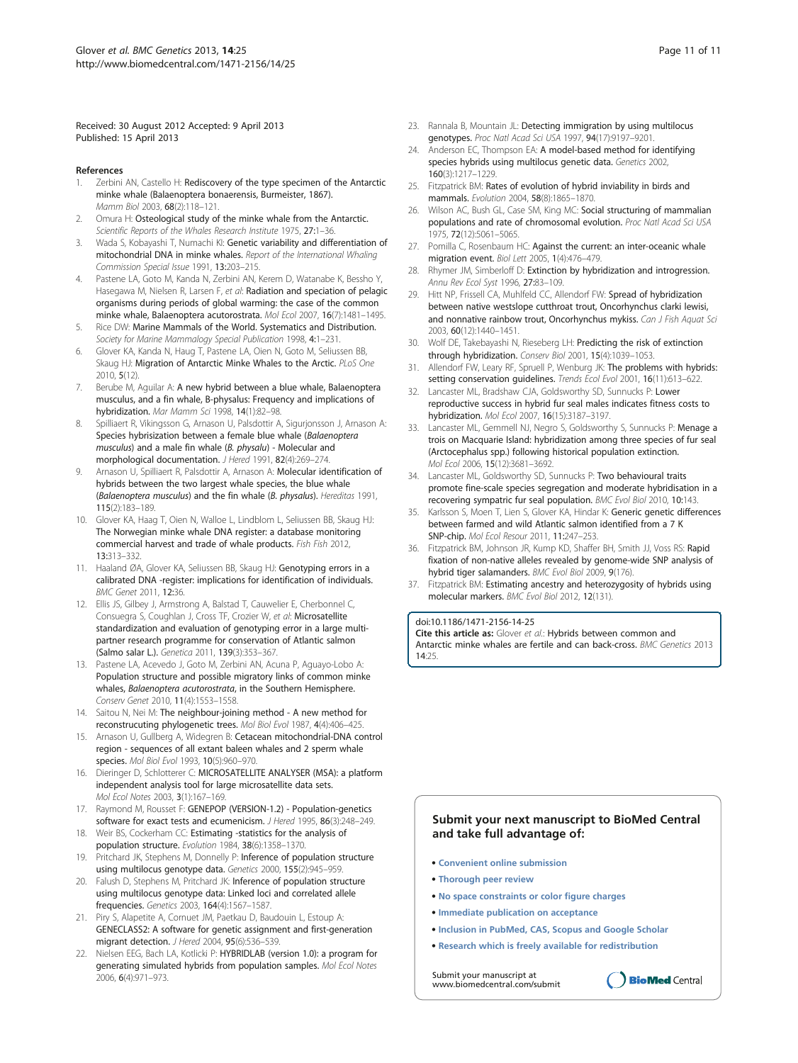Received: 30 August 2012 Accepted: 9 April 2013
Published: 15 April 2013

## References

1. Zerbini AN, Castello H: Rediscovery of the type specimen of the Antarctic minke whale (Balaenoptera bonaerensis, Burmeister, 1867). *Mamm Biol* 2003, **68**(2):118–121.
2. Omura H: Osteological study of the minke whale from the Antarctic. *Scientific Reports of the Whales Research Institute* 1975, **27**:1–36.
3. Wada S, Kobayashi T, Numachi KI: Genetic variability and differentiation of mitochondrial DNA in minke whales. *Report of the International Whaling Commission Special Issue* 1991, **13**:203–215.
4. Pastene LA, Goto M, Kanda N, Zerbini AN, Kerem D, Watanabe K, Bessho Y, Hasegawa M, Nielsen R, Larsen F, *et al*: Radiation and speciation of pelagic organisms during periods of global warming: the case of the common minke whale, Balaenoptera acutorostrata. *Mol Ecol* 2007, **16**(7):1481–1495.
5. Rice DW: Marine Mammals of the World. Systematics and Distribution. *Society for Marine Mammalogy Special Publication* 1998, **4**:1–231.
6. Glover KA, Kanda N, Haug T, Pastene LA, Oien N, Goto M, Seliussen BB, Skaug HJ: Migration of Antarctic Minke Whales to the Arctic. *PLoS One* 2010, **5**(12).
7. Berube M, Aguilar A: A new hybrid between a blue whale, Balaenoptera musculus, and a fin whale, B-physalus: Frequency and implications of hybridization. *Mar Mamm Sci* 1998, **14**(1):82–98.
8. Spilliaert R, Vikingsson G, Arnason U, Palsdottir A, Sigurjonsson J, Arnason A: Species hybrisization between a female blue whale (*Balaenoptera musculus*) and a male fin whale (*B. physalu*) - Molecular and morphological documentation. *J Hered* 1991, **82**(4):269–274.
9. Arnason U, Spilliaert R, Palsdottir A, Arnason A: Molecular identification of hybrids between the two largest whale species, the blue whale (*Balaenoptera musculus*) and the fin whale (*B. physalus*). *Hereditas* 1991, **115**(2):183–189.
10. Glover KA, Haag T, Oien N, Walloe L, Lindblom L, Seliussen BB, Skaug HJ: The Norwegian minke whale DNA register: a database monitoring commercial harvest and trade of whale products. *Fish Fish* 2012, **13**:313–332.
11. Haaland ØA, Glover KA, Seliussen BB, Skaug HJ: Genotyping errors in a calibrated DNA -register: implications for identification of individuals. *BMC Genet* 2011, **12**:36.
12. Ellis JS, Gilbey J, Armstrong A, Balstad T, Cauwelier E, Cherbonnel C, Consuegra S, Coughlan J, Cross TF, Crozier W, *et al*: Microsatellite standardization and evaluation of genotyping error in a large multi-partner research programme for conservation of Atlantic salmon (Salmo salar L.). *Genetica* 2011, **139**(3):353–367.
13. Pastene LA, Acevedo J, Goto M, Zerbini AN, Acuna P, Aguayo-Lobo A: Population structure and possible migratory links of common minke whales, *Balaenoptera acutorostrata*, in the Southern Hemisphere. *Conserv Genet* 2010, **11**(4):1553–1558.
14. Saitou N, Nei M: The neighbour-joining method - A new method for reconstructing phylogenetic trees. *Mol Biol Evol* 1987, **4**(4):406–425.
15. Arnason U, Gullberg A, Widegren B: Cetacean mitochondrial-DNA control region - sequences of all extant baleen whales and 2 sperm whale species. *Mol Biol Evol* 1993, **10**(5):960–970.
16. Dieringer D, Schlotterer C: MICROSATELLITE ANALYSER (MSA): a platform independent analysis tool for large microsatellite data sets. *Mol Ecol Notes* 2003, **3**(1):167–169.
17. Raymond M, Rousset F: GENEPOP (VERSION-1.2) - Population-genetics software for exact tests and ecumenicism. *J Hered* 1995, **86**(3):248–249.
18. Weir BS, Cockerham CC: Estimating -statistics for the analysis of population structure. *Evolution* 1984, **38**(6):1358–1370.
19. Pritchard JK, Stephens M, Donnelly P: Inference of population structure using multilocus genotype data. *Genetics* 2000, **155**(2):945–959.
20. Falush D, Stephens M, Pritchard JK: Inference of population structure using multilocus genotype data: Linked loci and correlated allele frequencies. *Genetics* 2003, **164**(4):1567–1587.
21. Piry S, Alapetite A, Cornuet JM, Paetkau D, Baudouin L, Estoup A: GENECLASS2: A software for genetic assignment and first-generation migrant detection. *J Hered* 2004, **95**(6):536–539.
22. Nielsen EEG, Bach LA, Kotlicki P: HYBRIDLAB (version 1.0): a program for generating simulated hybrids from population samples. *Mol Ecol Notes* 2006, **6**(4):971–973.
23. Rannala B, Mountain JL: Detecting immigration by using multilocus genotypes. *Proc Natl Acad Sci USA* 1997, **94**(17):9197–9201.
24. Anderson EC, Thompson EA: A model-based method for identifying species hybrids using multilocus genetic data. *Genetics* 2002, **160**(3):1217–1229.
25. Fitzpatrick BM: Rates of evolution of hybrid inviability in birds and mammals. *Evolution* 2004, **58**(8):1865–1870.
26. Wilson AC, Bush GL, Case SM, King MC: Social structuring of mammalian populations and rate of chromosomal evolution. *Proc Natl Acad Sci USA* 1975, **72**(12):5061–5065.
27. Pomilla C, Rosenbaum HC: Against the current: an inter-oceanic whale migration event. *Biol Lett* 2005, **1**(4):476–479.
28. Rhymer JM, Simberloff D: Extinction by hybridization and introgression. *Annu Rev Ecol Syst* 1996, **27**:83–109.
29. Hitt NP, Frissell CA, Muhlfeld CC, Allendorf FW: Spread of hybridization between native westslope cutthroat trout, Oncorhynchus clarki lewisi, and nonnative rainbow trout, Oncorhynchus mykiss. *Can J Fish Aquat Sci* 2003, **60**(12):1440–1451.
30. Wolf DE, Takebayashi N, Rieseberg LH: Predicting the risk of extinction through hybridization. *Conserv Biol* 2001, **15**(4):1039–1053.
31. Allendorf FW, Leary RF, Spruell P, Wenburg JK: The problems with hybrids: setting conservation guidelines. *Trends Ecol Evol* 2001, **16**(11):613–622.
32. Lancaster ML, Bradshaw CJA, Goldsworthy SD, Sunnucks P: Lower reproductive success in hybrid fur seal males indicates fitness costs to hybridization. *Mol Ecol* 2007, **16**(15):3187–3197.
33. Lancaster ML, Gemmell NJ, Negro S, Goldsworthy S, Sunnucks P: Menage a trois on Macquarie Island: hybridization among three species of fur seal (Arctocephalus spp.) following historical population extinction. *Mol Ecol* 2006, **15**(12):3681–3692.
34. Lancaster ML, Goldsworthy SD, Sunnucks P: Two behavioural traits promote fine-scale species segregation and moderate hybridisation in a recovering sympatric fur seal population. *BMC Evol Biol* 2010, **10**:143.
35. Karlsson S, Moen T, Lien S, Glover KA, Hindar K: Generic genetic differences between farmed and wild Atlantic salmon identified from a 7 K SNP-chip. *Mol Ecol Resour* 2011, **11**:247–253.
36. Fitzpatrick BM, Johnson JR, Kump KD, Shaffer BH, Smith JJ, Voss RS: Rapid fixation of non-native alleles revealed by genome-wide SNP analysis of hybrid tiger salamanders. *BMC Evol Biol* 2009, **9**(176).
37. Fitzpatrick BM: Estimating ancestry and heterozygosity of hybrids using molecular markers. *BMC Evol Biol* 2012, **12**(131).

doi:10.1186/1471-2156-14-25
**Cite this article as:** Glover *et al.*: Hybrids between common and Antarctic minke whales are fertile and can back-cross. *BMC Genetics* 2013 **14**:25.

**Submit your next manuscript to BioMed Central and take full advantage of:**

- **Convenient online submission**
- **Thorough peer review**
- **No space constraints or color figure charges**
- **Immediate publication on acceptance**
- **Inclusion in PubMed, CAS, Scopus and Google Scholar**
- **Research which is freely available for redistribution**

Submit your manuscript at
www.biomedcentral.com/submit

BioMed Central